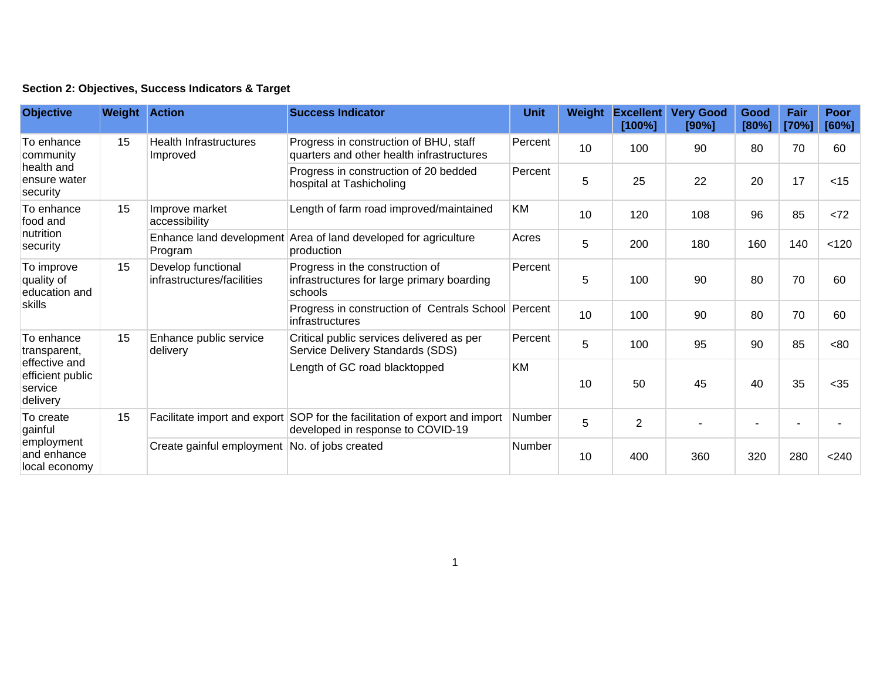**Section 2: Objectives, Success Indicators & Target**

| Objective | Weight | Action | Success Indicator | Unit | Weight | Excellent [100%] | Very Good [90%] | Good [80%] | Fair [70%] | Poor [60%] |
|---|---|---|---|---|---|---|---|---|---|---|
| To enhance community health and ensure water security | 15 | Health Infrastructures Improved | Progress in construction of BHU, staff quarters and other health infrastructures | Percent | 10 | 100 | 90 | 80 | 70 | 60 |
| | | | Progress in construction of 20 bedded hospital at Tashicholing | Percent | 5 | 25 | 22 | 20 | 17 | <15 |
| To enhance food and nutrition security | 15 | Improve market accessibility | Length of farm road improved/maintained | KM | 10 | 120 | 108 | 96 | 85 | <72 |
| | | Enhance land development Program | Area of land developed for agriculture production | Acres | 5 | 200 | 180 | 160 | 140 | <120 |
| To improve quality of education and skills | 15 | Develop functional infrastructures/facilities | Progress in the construction of infrastructures for large primary boarding schools | Percent | 5 | 100 | 90 | 80 | 70 | 60 |
| | | | Progress in construction of Centrals School infrastructures | Percent | 10 | 100 | 90 | 80 | 70 | 60 |
| To enhance transparent, effective and efficient public service delivery | 15 | Enhance public service delivery | Critical public services delivered as per Service Delivery Standards (SDS) | Percent | 5 | 100 | 95 | 90 | 85 | <80 |
| | | | Length of GC road blacktopped | KM | 10 | 50 | 45 | 40 | 35 | <35 |
| To create gainful employment and enhance local economy | 15 | Facilitate import and export | SOP for the facilitation of export and import developed in response to COVID-19 | Number | 5 | 2 | - | - | - | - |
| | | Create gainful employment | No. of jobs created | Number | 10 | 400 | 360 | 320 | 280 | <240 |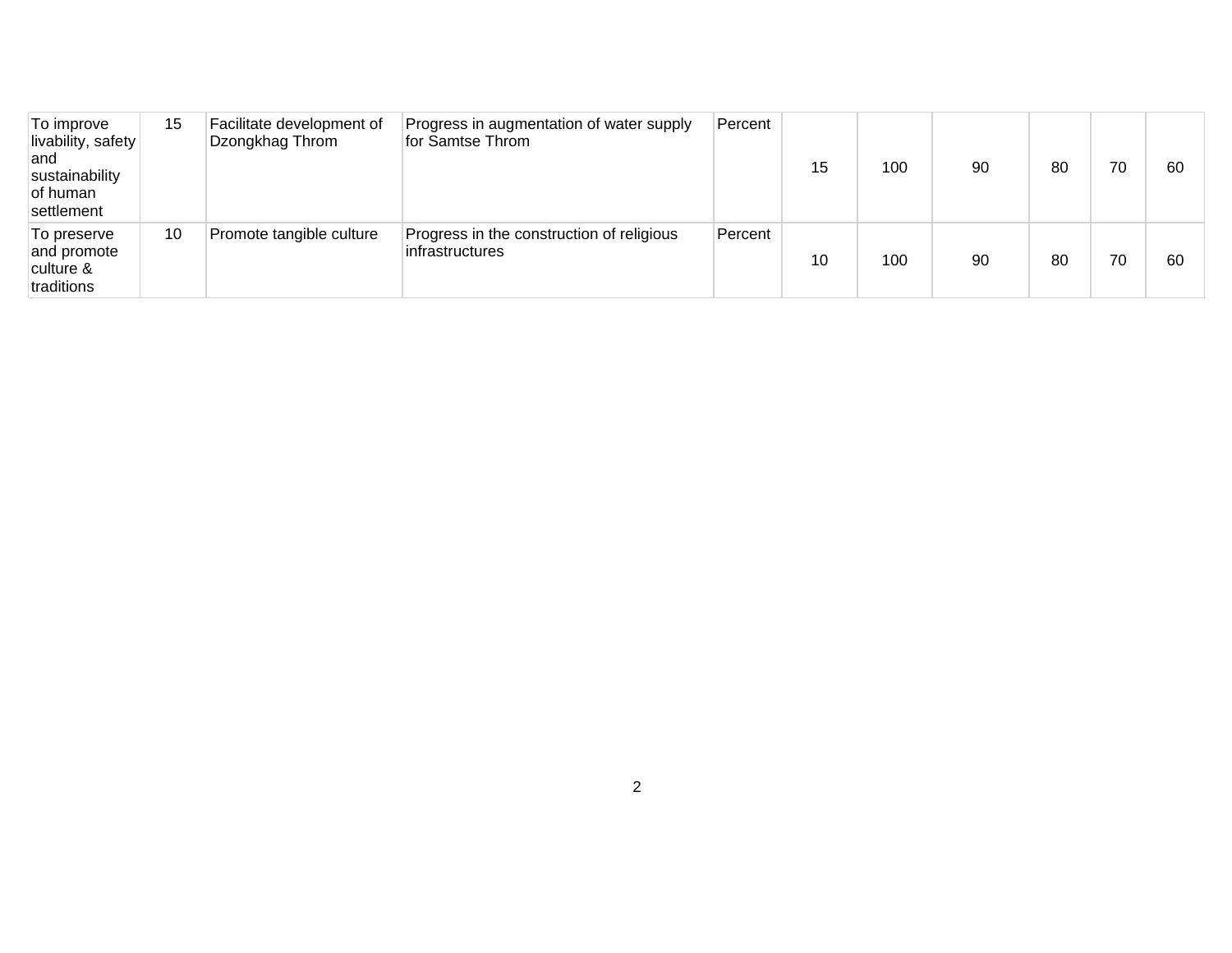| | | | | | | | | | | |
|---|---|---|---|---|---|---|---|---|---|---|
| To improve livability, safety and sustainability of human settlement | 15 | Facilitate development of Dzongkhag Throm | Progress in augmentation of water supply for Samtse Throm | Percent | 15 | 100 | 90 | 80 | 70 | 60 |
| To preserve and promote culture & traditions | 10 | Promote tangible culture | Progress in the construction of religious infrastructures | Percent | 10 | 100 | 90 | 80 | 70 | 60 |